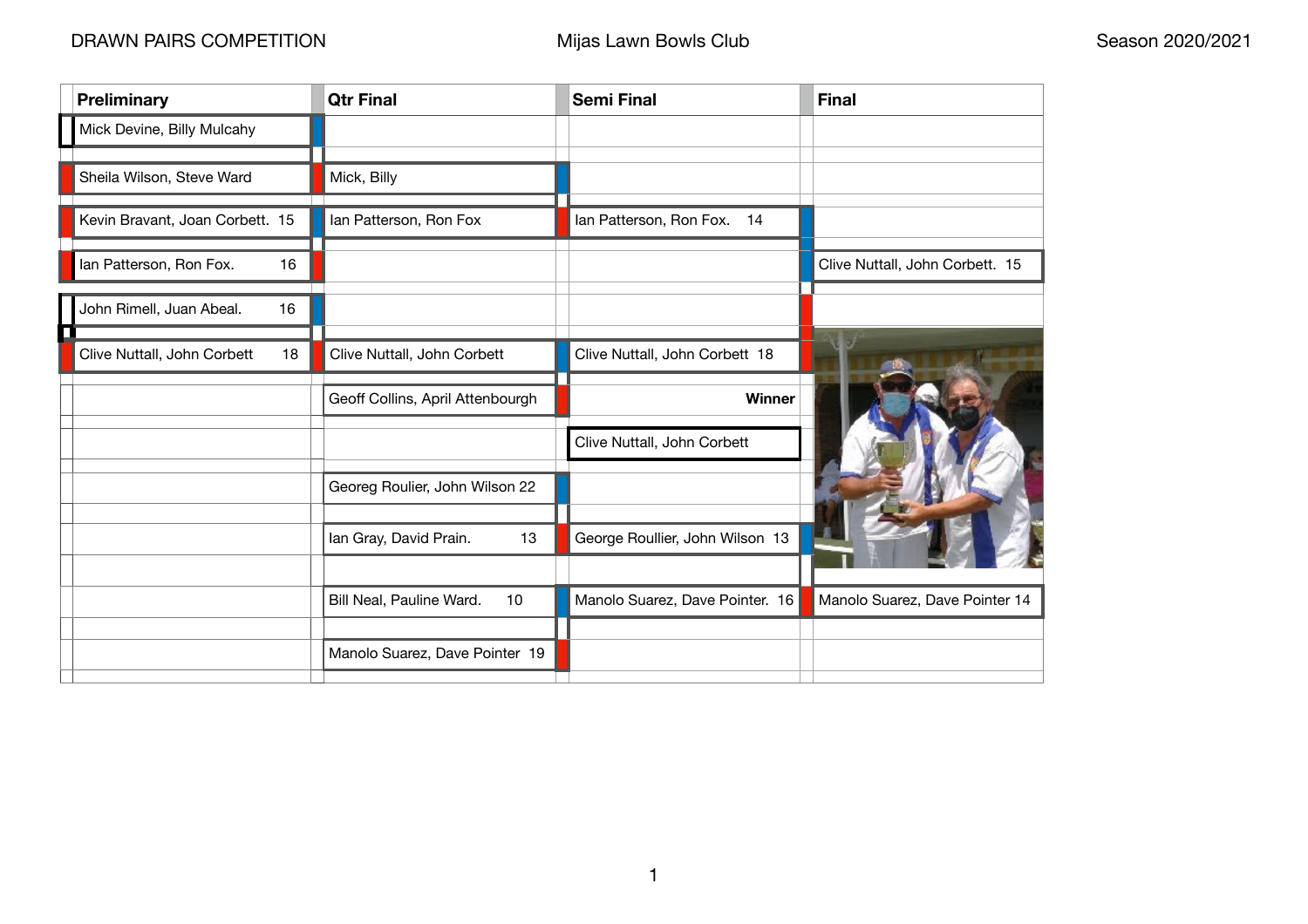DRAWN PAIRS COMPETITION

Mijas Lawn Bowls Club

Season 2020/2021

| Preliminary | Qtr Final | Semi Final | Final |
|---|---|---|---|
| Mick Devine, Billy Mulcahy | | | |
| Sheila Wilson, Steve Ward | Mick, Billy | | |
| Kevin Bravant, Joan Corbett. 15 | Ian Patterson, Ron Fox | Ian Patterson, Ron Fox. 14 | |
| Ian Patterson, Ron Fox. 16 | | | Clive Nuttall, John Corbett. 15 |
| John Rimell, Juan Abeal. 16 | | | |
| Clive Nuttall, John Corbett 18 | Clive Nuttall, John Corbett | Clive Nuttall, John Corbett 18 | |
| | Geoff Collins, April Attenbourgh | **Winner** | |
| | | Clive Nuttall, John Corbett | |
| | Georeg Roulier, John Wilson 22 | | |
| | Ian Gray, David Prain. 13 | George Roullier, John Wilson 13 | |
| | Bill Neal, Pauline Ward. 10 | Manolo Suarez, Dave Pointer. 16 | Manolo Suarez, Dave Pointer 14 |
| | Manolo Suarez, Dave Pointer 19 | | |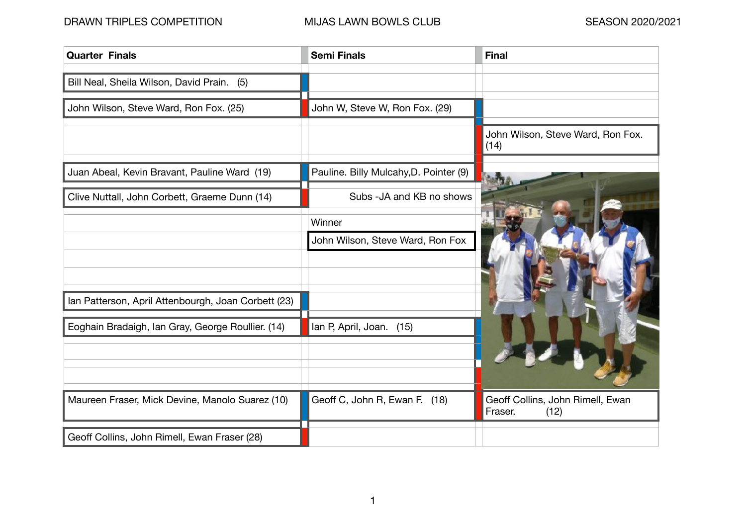DRAWN TRIPLES COMPETITION — MIJAS LAWN BOWLS CLUB — SEASON 2020/2021

| Quarter Finals | Semi Finals | Final |
|---|---|---|
| Bill Neal, Sheila Wilson, David Prain. (5) | | |
| John Wilson, Steve Ward, Ron Fox. (25) | John W, Steve W, Ron Fox. (29) | |
| | | John Wilson, Steve Ward, Ron Fox. (14) |
| Juan Abeal, Kevin Bravant, Pauline Ward (19) | Pauline. Billy Mulcahy,D. Pointer (9) | |
| Clive Nuttall, John Corbett, Graeme Dunn (14) | Subs -JA and KB no shows | |
| | Winner | |
| | John Wilson, Steve Ward, Ron Fox | |
| Ian Patterson, April Attenbourgh, Joan Corbett (23) | | |
| Eoghain Bradaigh, Ian Gray, George Roullier. (14) | Ian P, April, Joan. (15) | |
| Maureen Fraser, Mick Devine, Manolo Suarez (10) | Geoff C, John R, Ewan F. (18) | Geoff Collins, John Rimell, Ewan Fraser. (12) |
| Geoff Collins, John Rimell, Ewan Fraser (28) | | |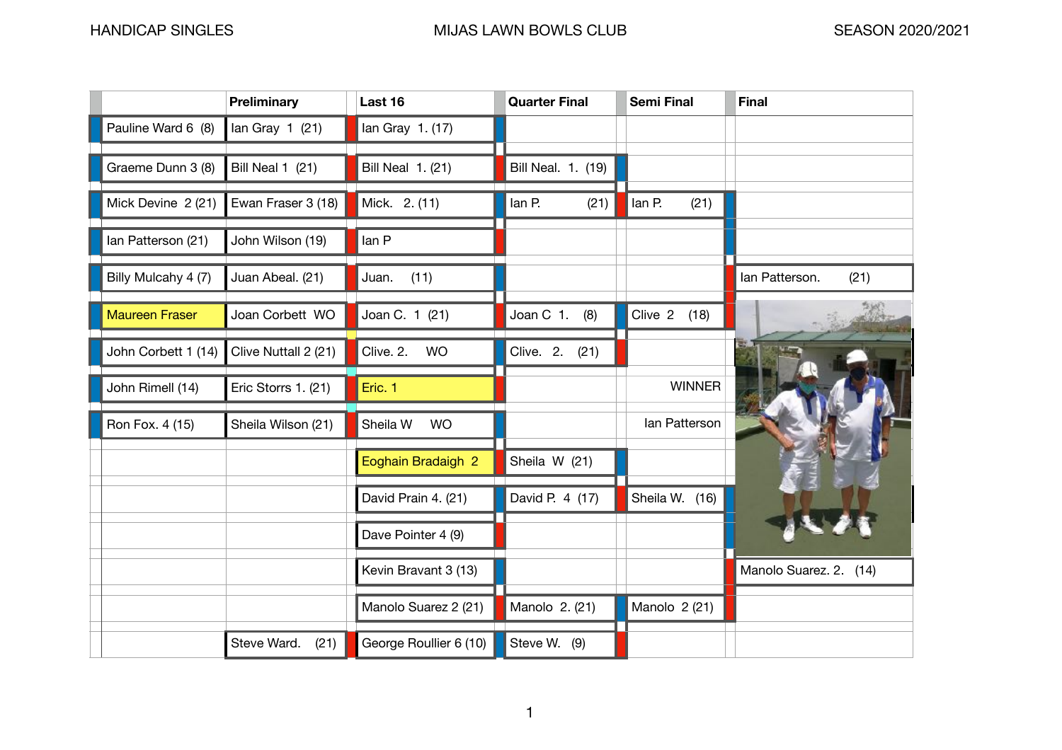HANDICAP SINGLES | MIJAS LAWN BOWLS CLUB | SEASON 2020/2021

| | Preliminary | Last 16 | Quarter Final | Semi Final | Final |
|---|---|---|---|---|---|
| Pauline Ward 6 (8) | Ian Gray 1 (21) | Ian Gray 1. (17) | | | |
| Graeme Dunn 3 (8) | Bill Neal 1 (21) | Bill Neal 1. (21) | Bill Neal. 1. (19) | | |
| Mick Devine 2 (21) | Ewan Fraser 3 (18) | Mick. 2. (11) | Ian P. (21) | Ian P. (21) | |
| Ian Patterson (21) | John Wilson (19) | Ian P | | | |
| Billy Mulcahy 4 (7) | Juan Abeal. (21) | Juan. (11) | | | Ian Patterson. (21) |
| Maureen Fraser | Joan Corbett WO | Joan C. 1 (21) | Joan C 1. (8) | Clive 2 (18) | |
| John Corbett 1 (14) | Clive Nuttall 2 (21) | Clive. 2. WO | Clive. 2. (21) | | |
| John Rimell (14) | Eric Storrs 1. (21) | Eric. 1 | | WINNER | |
| Ron Fox. 4 (15) | Sheila Wilson (21) | Sheila W WO | | Ian Patterson | |
| | | Eoghain Bradaigh 2 | Sheila W (21) | | |
| | | David Prain 4. (21) | David P. 4 (17) | Sheila W. (16) | |
| | | Dave Pointer 4 (9) | | | |
| | | Kevin Bravant 3 (13) | | | Manolo Suarez. 2. (14) |
| | | Manolo Suarez 2 (21) | Manolo 2. (21) | Manolo 2 (21) | |
| | Steve Ward. (21) | George Roullier 6 (10) | Steve W. (9) | | |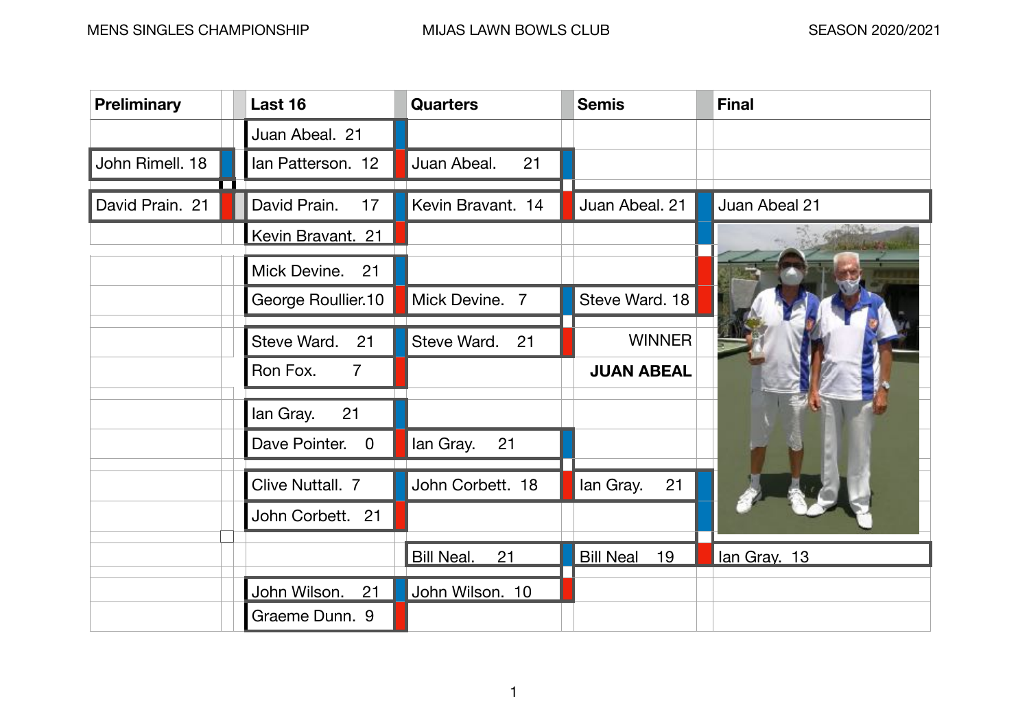# MENS SINGLES CHAMPIONSHIP — MIJAS LAWN BOWLS CLUB — SEASON 2020/2021

| Preliminary | Last 16 | Quarters | Semis | Final |
|---|---|---|---|---|
| | Juan Abeal. 21 | | | |
| John Rimell. 18 | Ian Patterson. 12 | Juan Abeal. 21 | | |
| David Prain. 21 | David Prain. 17 | Kevin Bravant. 14 | Juan Abeal. 21 | Juan Abeal 21 |
| | Kevin Bravant. 21 | | | |
| | Mick Devine. 21 | | | |
| | George Roullier.10 | Mick Devine. 7 | Steve Ward. 18 | |
| | Steve Ward. 21 | Steve Ward. 21 | WINNER | |
| | Ron Fox. 7 | | **JUAN ABEAL** | |
| | Ian Gray. 21 | | | |
| | Dave Pointer. 0 | Ian Gray. 21 | | |
| | Clive Nuttall. 7 | John Corbett. 18 | Ian Gray. 21 | |
| | John Corbett. 21 | | | |
| | | Bill Neal. 21 | Bill Neal 19 | Ian Gray. 13 |
| | John Wilson. 21 | John Wilson. 10 | | |
| | Graeme Dunn. 9 | | | |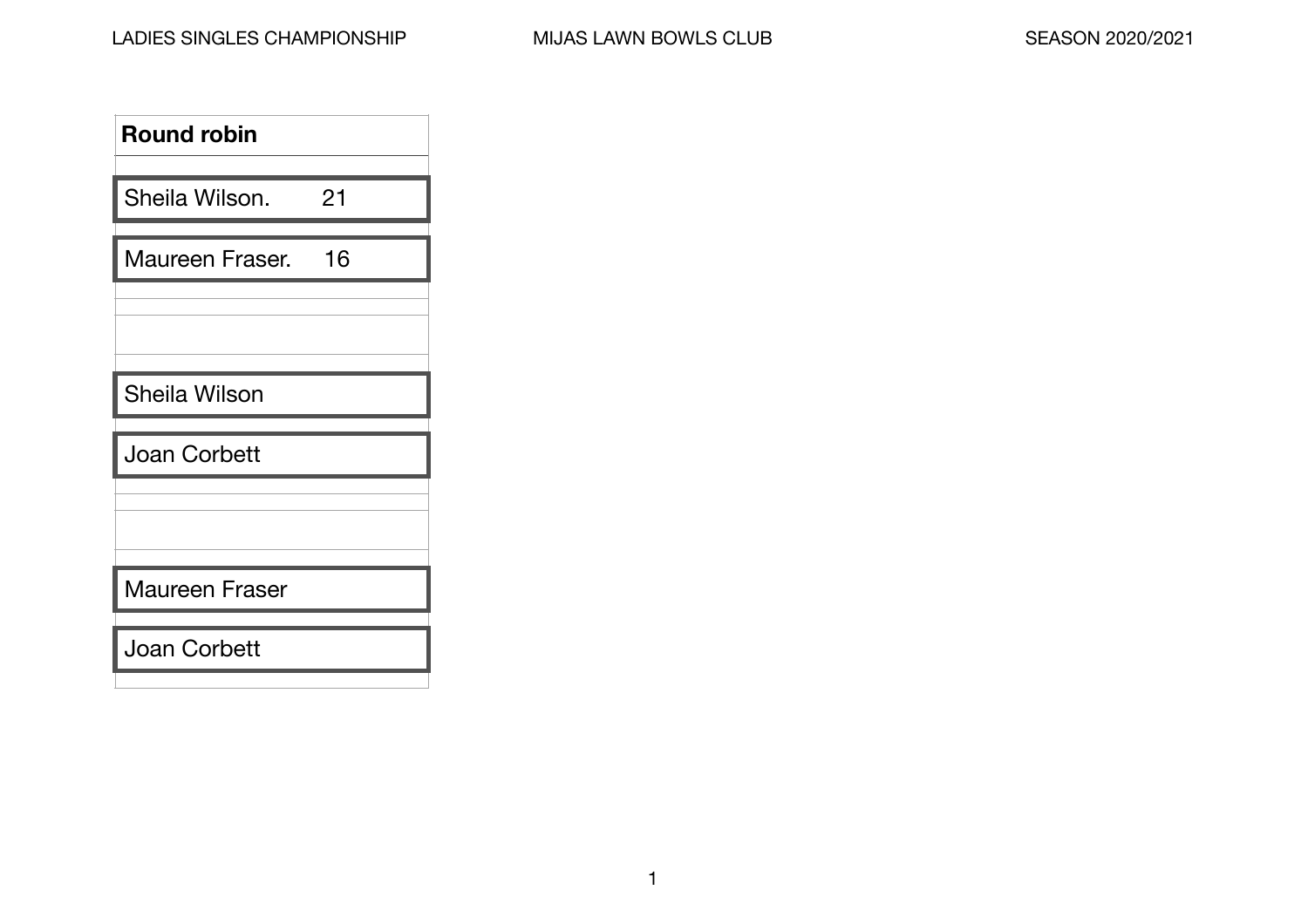## Round robin

Sheila Wilson. 21

Maureen Fraser. 16

Sheila Wilson

Joan Corbett

Maureen Fraser

Joan Corbett